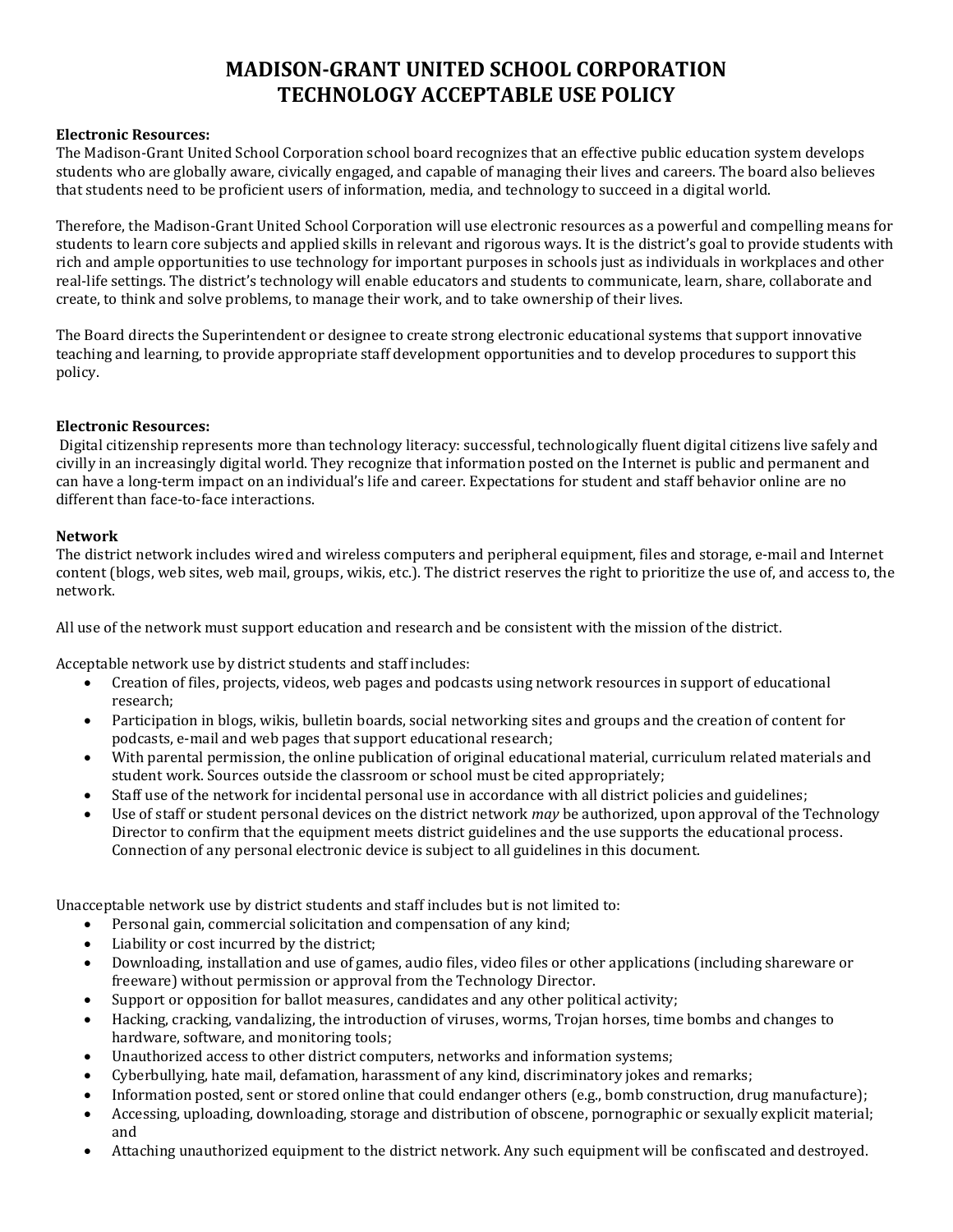# MADISON-GRANT UNITED SCHOOL CORPORATION
# TECHNOLOGY ACCEPTABLE USE POLICY

**Electronic Resources:**

The Madison-Grant United School Corporation school board recognizes that an effective public education system develops students who are globally aware, civically engaged, and capable of managing their lives and careers. The board also believes that students need to be proficient users of information, media, and technology to succeed in a digital world.

Therefore, the Madison-Grant United School Corporation will use electronic resources as a powerful and compelling means for students to learn core subjects and applied skills in relevant and rigorous ways. It is the district's goal to provide students with rich and ample opportunities to use technology for important purposes in schools just as individuals in workplaces and other real-life settings. The district's technology will enable educators and students to communicate, learn, share, collaborate and create, to think and solve problems, to manage their work, and to take ownership of their lives.

The Board directs the Superintendent or designee to create strong electronic educational systems that support innovative teaching and learning, to provide appropriate staff development opportunities and to develop procedures to support this policy.

**Electronic Resources:**

Digital citizenship represents more than technology literacy: successful, technologically fluent digital citizens live safely and civilly in an increasingly digital world. They recognize that information posted on the Internet is public and permanent and can have a long-term impact on an individual's life and career. Expectations for student and staff behavior online are no different than face-to-face interactions.

**Network**

The district network includes wired and wireless computers and peripheral equipment, files and storage, e-mail and Internet content (blogs, web sites, web mail, groups, wikis, etc.). The district reserves the right to prioritize the use of, and access to, the network.

All use of the network must support education and research and be consistent with the mission of the district.

Acceptable network use by district students and staff includes:

- Creation of files, projects, videos, web pages and podcasts using network resources in support of educational research;
- Participation in blogs, wikis, bulletin boards, social networking sites and groups and the creation of content for podcasts, e-mail and web pages that support educational research;
- With parental permission, the online publication of original educational material, curriculum related materials and student work. Sources outside the classroom or school must be cited appropriately;
- Staff use of the network for incidental personal use in accordance with all district policies and guidelines;
- Use of staff or student personal devices on the district network *may* be authorized, upon approval of the Technology Director to confirm that the equipment meets district guidelines and the use supports the educational process. Connection of any personal electronic device is subject to all guidelines in this document.

Unacceptable network use by district students and staff includes but is not limited to:

- Personal gain, commercial solicitation and compensation of any kind;
- Liability or cost incurred by the district;
- Downloading, installation and use of games, audio files, video files or other applications (including shareware or freeware) without permission or approval from the Technology Director.
- Support or opposition for ballot measures, candidates and any other political activity;
- Hacking, cracking, vandalizing, the introduction of viruses, worms, Trojan horses, time bombs and changes to hardware, software, and monitoring tools;
- Unauthorized access to other district computers, networks and information systems;
- Cyberbullying, hate mail, defamation, harassment of any kind, discriminatory jokes and remarks;
- Information posted, sent or stored online that could endanger others (e.g., bomb construction, drug manufacture);
- Accessing, uploading, downloading, storage and distribution of obscene, pornographic or sexually explicit material; and
- Attaching unauthorized equipment to the district network. Any such equipment will be confiscated and destroyed.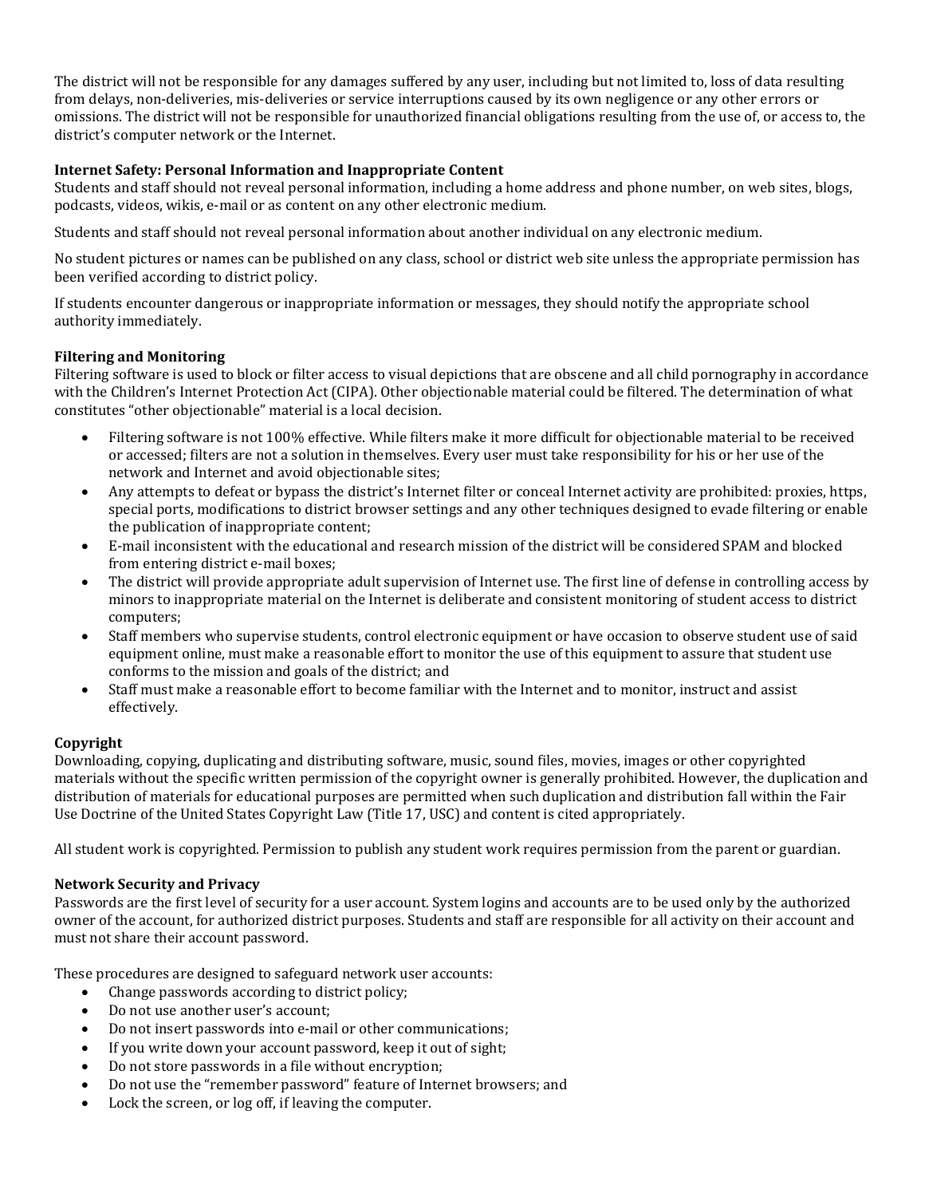The district will not be responsible for any damages suffered by any user, including but not limited to, loss of data resulting from delays, non-deliveries, mis-deliveries or service interruptions caused by its own negligence or any other errors or omissions. The district will not be responsible for unauthorized financial obligations resulting from the use of, or access to, the district's computer network or the Internet.

**Internet Safety: Personal Information and Inappropriate Content**

Students and staff should not reveal personal information, including a home address and phone number, on web sites, blogs, podcasts, videos, wikis, e-mail or as content on any other electronic medium.

Students and staff should not reveal personal information about another individual on any electronic medium.

No student pictures or names can be published on any class, school or district web site unless the appropriate permission has been verified according to district policy.

If students encounter dangerous or inappropriate information or messages, they should notify the appropriate school authority immediately.

**Filtering and Monitoring**

Filtering software is used to block or filter access to visual depictions that are obscene and all child pornography in accordance with the Children's Internet Protection Act (CIPA). Other objectionable material could be filtered. The determination of what constitutes "other objectionable" material is a local decision.

- Filtering software is not 100% effective. While filters make it more difficult for objectionable material to be received or accessed; filters are not a solution in themselves. Every user must take responsibility for his or her use of the network and Internet and avoid objectionable sites;
- Any attempts to defeat or bypass the district's Internet filter or conceal Internet activity are prohibited: proxies, https, special ports, modifications to district browser settings and any other techniques designed to evade filtering or enable the publication of inappropriate content;
- E-mail inconsistent with the educational and research mission of the district will be considered SPAM and blocked from entering district e-mail boxes;
- The district will provide appropriate adult supervision of Internet use. The first line of defense in controlling access by minors to inappropriate material on the Internet is deliberate and consistent monitoring of student access to district computers;
- Staff members who supervise students, control electronic equipment or have occasion to observe student use of said equipment online, must make a reasonable effort to monitor the use of this equipment to assure that student use conforms to the mission and goals of the district; and
- Staff must make a reasonable effort to become familiar with the Internet and to monitor, instruct and assist effectively.

**Copyright**

Downloading, copying, duplicating and distributing software, music, sound files, movies, images or other copyrighted materials without the specific written permission of the copyright owner is generally prohibited. However, the duplication and distribution of materials for educational purposes are permitted when such duplication and distribution fall within the Fair Use Doctrine of the United States Copyright Law (Title 17, USC) and content is cited appropriately.

All student work is copyrighted. Permission to publish any student work requires permission from the parent or guardian.

**Network Security and Privacy**

Passwords are the first level of security for a user account. System logins and accounts are to be used only by the authorized owner of the account, for authorized district purposes. Students and staff are responsible for all activity on their account and must not share their account password.

These procedures are designed to safeguard network user accounts:

- Change passwords according to district policy;
- Do not use another user's account;
- Do not insert passwords into e-mail or other communications;
- If you write down your account password, keep it out of sight;
- Do not store passwords in a file without encryption;
- Do not use the "remember password" feature of Internet browsers; and
- Lock the screen, or log off, if leaving the computer.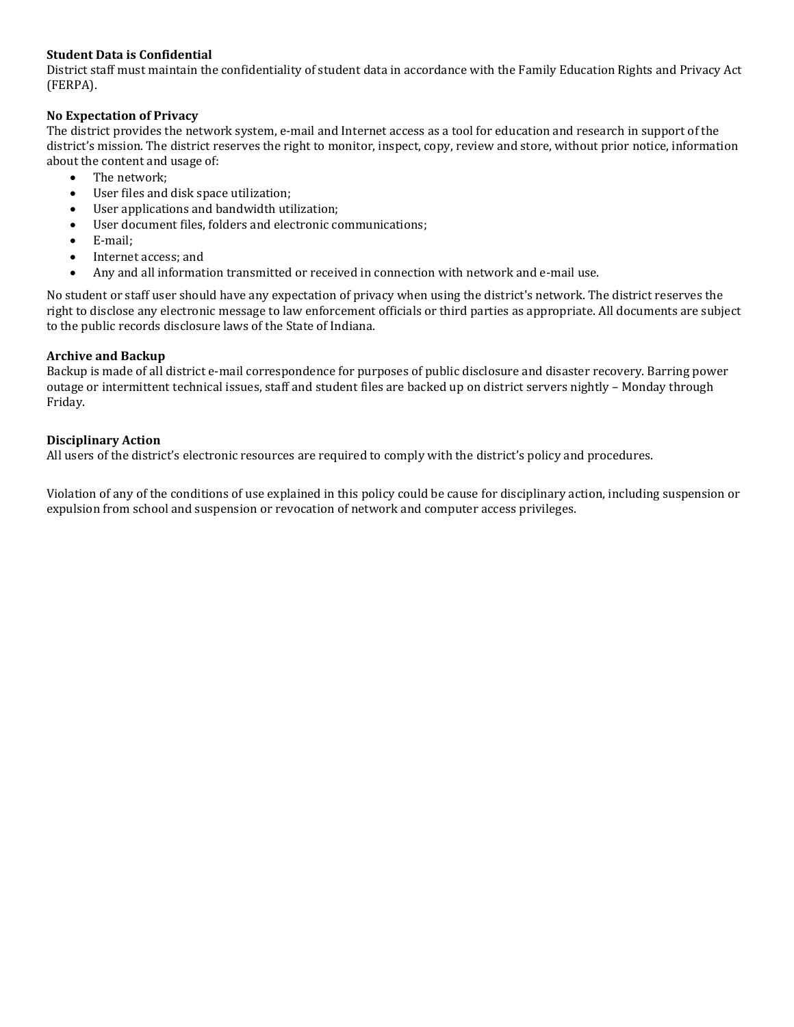**Student Data is Confidential**
District staff must maintain the confidentiality of student data in accordance with the Family Education Rights and Privacy Act (FERPA).

**No Expectation of Privacy**
The district provides the network system, e-mail and Internet access as a tool for education and research in support of the district's mission. The district reserves the right to monitor, inspect, copy, review and store, without prior notice, information about the content and usage of:

- The network;
- User files and disk space utilization;
- User applications and bandwidth utilization;
- User document files, folders and electronic communications;
- E-mail;
- Internet access; and
- Any and all information transmitted or received in connection with network and e-mail use.

No student or staff user should have any expectation of privacy when using the district's network. The district reserves the right to disclose any electronic message to law enforcement officials or third parties as appropriate. All documents are subject to the public records disclosure laws of the State of Indiana.

**Archive and Backup**
Backup is made of all district e-mail correspondence for purposes of public disclosure and disaster recovery. Barring power outage or intermittent technical issues, staff and student files are backed up on district servers nightly – Monday through Friday.

**Disciplinary Action**
All users of the district's electronic resources are required to comply with the district's policy and procedures.

Violation of any of the conditions of use explained in this policy could be cause for disciplinary action, including suspension or expulsion from school and suspension or revocation of network and computer access privileges.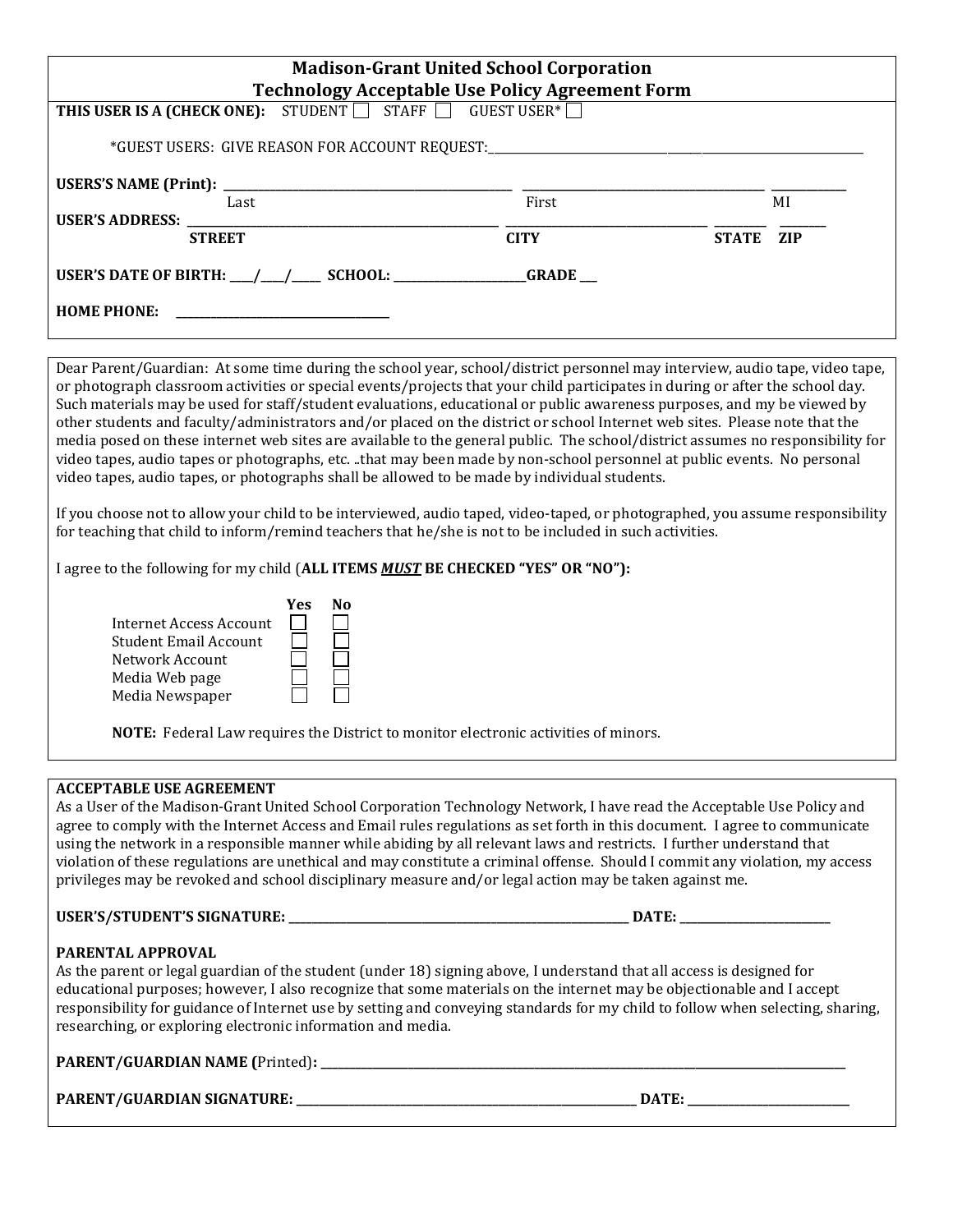# Madison-Grant United School Corporation
## Technology Acceptable Use Policy Agreement Form

**THIS USER IS A (CHECK ONE):** STUDENT ☐ STAFF ☐ GUEST USER* ☐

*GUEST USERS: GIVE REASON FOR ACCOUNT REQUEST:______________________________________________

**USERS'S NAME (Print):** ______________________________ ______________________________ __________
Last First MI

**USER'S ADDRESS:** ______________________________ ____________________ ________ ________
**STREET** **CITY** **STATE ZIP**

**USER'S DATE OF BIRTH:** ____/____/_____ **SCHOOL:** ____________________**GRADE** ___

**HOME PHONE:** ______________________________

---

Dear Parent/Guardian: At some time during the school year, school/district personnel may interview, audio tape, video tape, or photograph classroom activities or special events/projects that your child participates in during or after the school day. Such materials may be used for staff/student evaluations, educational or public awareness purposes, and my be viewed by other students and faculty/administrators and/or placed on the district or school Internet web sites. Please note that the media posed on these internet web sites are available to the general public. The school/district assumes no responsibility for video tapes, audio tapes or photographs, etc. ..that may been made by non-school personnel at public events. No personal video tapes, audio tapes, or photographs shall be allowed to be made by individual students.

If you choose not to allow your child to be interviewed, audio taped, video-taped, or photographed, you assume responsibility for teaching that child to inform/remind teachers that he/she is not to be included in such activities.

I agree to the following for my child (**ALL ITEMS *MUST* BE CHECKED "YES" OR "NO"):**

| | Yes | No |
|---|---|---|
| Internet Access Account | ☐ | ☐ |
| Student Email Account | ☐ | ☐ |
| Network Account | ☐ | ☐ |
| Media Web page | ☐ | ☐ |
| Media Newspaper | ☐ | ☐ |

**NOTE:** Federal Law requires the District to monitor electronic activities of minors.

---

**ACCEPTABLE USE AGREEMENT**

As a User of the Madison-Grant United School Corporation Technology Network, I have read the Acceptable Use Policy and agree to comply with the Internet Access and Email rules regulations as set forth in this document. I agree to communicate using the network in a responsible manner while abiding by all relevant laws and restricts. I further understand that violation of these regulations are unethical and may constitute a criminal offense. Should I commit any violation, my access privileges may be revoked and school disciplinary measure and/or legal action may be taken against me.

**USER'S/STUDENT'S SIGNATURE:** ______________________________ **DATE:** ______________

**PARENTAL APPROVAL**

As the parent or legal guardian of the student (under 18) signing above, I understand that all access is designed for educational purposes; however, I also recognize that some materials on the internet may be objectionable and I accept responsibility for guidance of Internet use by setting and conveying standards for my child to follow when selecting, sharing, researching, or exploring electronic information and media.

**PARENT/GUARDIAN NAME (**Printed)**:** ______________________________________________

**PARENT/GUARDIAN SIGNATURE:** ______________________________ **DATE:** ______________